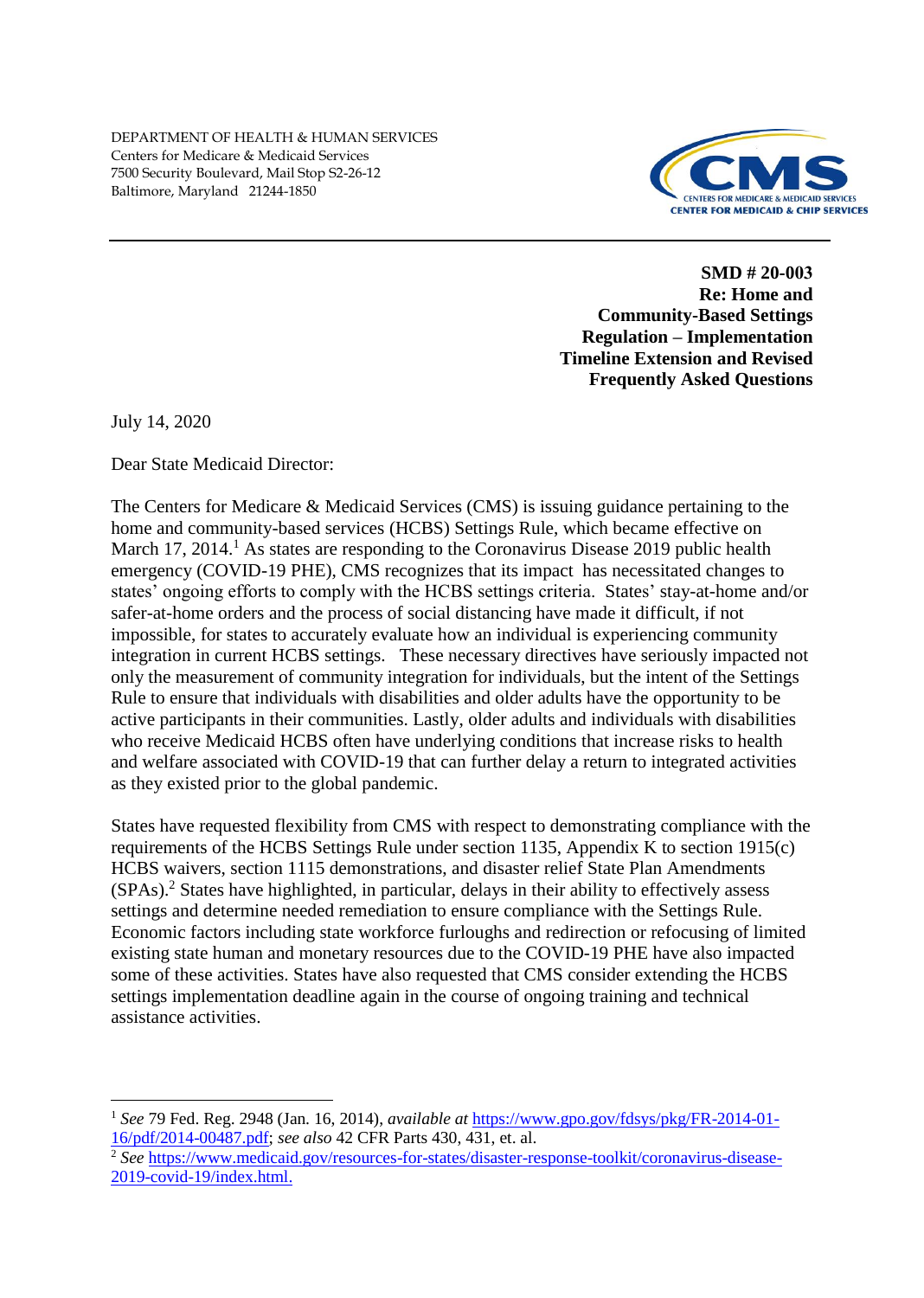DEPARTMENT OF HEALTH & HUMAN SERVICES
Centers for Medicare & Medicaid Services
7500 Security Boulevard, Mail Stop S2-26-12
Baltimore, Maryland 21244-1850

CMS
CENTERS FOR MEDICARE & MEDICAID SERVICES
CENTER FOR MEDICAID & CHIP SERVICES

**SMD # 20-003**
**Re: Home and Community-Based Settings Regulation – Implementation Timeline Extension and Revised Frequently Asked Questions**

July 14, 2020

Dear State Medicaid Director:

The Centers for Medicare & Medicaid Services (CMS) is issuing guidance pertaining to the home and community-based services (HCBS) Settings Rule, which became effective on March 17, 2014.[1] As states are responding to the Coronavirus Disease 2019 public health emergency (COVID-19 PHE), CMS recognizes that its impact has necessitated changes to states' ongoing efforts to comply with the HCBS settings criteria. States' stay-at-home and/or safer-at-home orders and the process of social distancing have made it difficult, if not impossible, for states to accurately evaluate how an individual is experiencing community integration in current HCBS settings. These necessary directives have seriously impacted not only the measurement of community integration for individuals, but the intent of the Settings Rule to ensure that individuals with disabilities and older adults have the opportunity to be active participants in their communities. Lastly, older adults and individuals with disabilities who receive Medicaid HCBS often have underlying conditions that increase risks to health and welfare associated with COVID-19 that can further delay a return to integrated activities as they existed prior to the global pandemic.

States have requested flexibility from CMS with respect to demonstrating compliance with the requirements of the HCBS Settings Rule under section 1135, Appendix K to section 1915(c) HCBS waivers, section 1115 demonstrations, and disaster relief State Plan Amendments (SPAs).[2] States have highlighted, in particular, delays in their ability to effectively assess settings and determine needed remediation to ensure compliance with the Settings Rule. Economic factors including state workforce furloughs and redirection or refocusing of limited existing state human and monetary resources due to the COVID-19 PHE have also impacted some of these activities. States have also requested that CMS consider extending the HCBS settings implementation deadline again in the course of ongoing training and technical assistance activities.

---

[1] *See* 79 Fed. Reg. 2948 (Jan. 16, 2014), *available at* https://www.gpo.gov/fdsys/pkg/FR-2014-01-16/pdf/2014-00487.pdf; *see also* 42 CFR Parts 430, 431, et. al.

[2] *See* https://www.medicaid.gov/resources-for-states/disaster-response-toolkit/coronavirus-disease-2019-covid-19/index.html.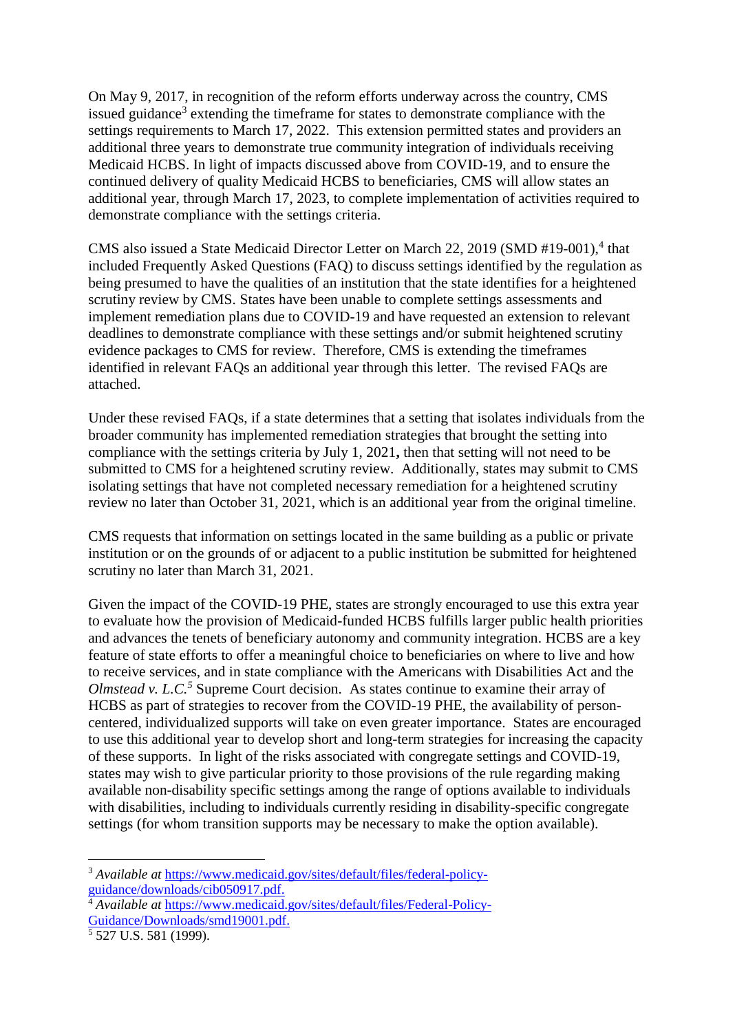On May 9, 2017, in recognition of the reform efforts underway across the country, CMS issued guidance[3] extending the timeframe for states to demonstrate compliance with the settings requirements to March 17, 2022. This extension permitted states and providers an additional three years to demonstrate true community integration of individuals receiving Medicaid HCBS. In light of impacts discussed above from COVID-19, and to ensure the continued delivery of quality Medicaid HCBS to beneficiaries, CMS will allow states an additional year, through March 17, 2023, to complete implementation of activities required to demonstrate compliance with the settings criteria.

CMS also issued a State Medicaid Director Letter on March 22, 2019 (SMD #19-001),[4] that included Frequently Asked Questions (FAQ) to discuss settings identified by the regulation as being presumed to have the qualities of an institution that the state identifies for a heightened scrutiny review by CMS. States have been unable to complete settings assessments and implement remediation plans due to COVID-19 and have requested an extension to relevant deadlines to demonstrate compliance with these settings and/or submit heightened scrutiny evidence packages to CMS for review. Therefore, CMS is extending the timeframes identified in relevant FAQs an additional year through this letter. The revised FAQs are attached.

Under these revised FAQs, if a state determines that a setting that isolates individuals from the broader community has implemented remediation strategies that brought the setting into compliance with the settings criteria by July 1, 2021**,** then that setting will not need to be submitted to CMS for a heightened scrutiny review. Additionally, states may submit to CMS isolating settings that have not completed necessary remediation for a heightened scrutiny review no later than October 31, 2021, which is an additional year from the original timeline.

CMS requests that information on settings located in the same building as a public or private institution or on the grounds of or adjacent to a public institution be submitted for heightened scrutiny no later than March 31, 2021.

Given the impact of the COVID-19 PHE, states are strongly encouraged to use this extra year to evaluate how the provision of Medicaid-funded HCBS fulfills larger public health priorities and advances the tenets of beneficiary autonomy and community integration. HCBS are a key feature of state efforts to offer a meaningful choice to beneficiaries on where to live and how to receive services, and in state compliance with the Americans with Disabilities Act and the *Olmstead v. L.C.*[5] Supreme Court decision. As states continue to examine their array of HCBS as part of strategies to recover from the COVID-19 PHE, the availability of person-centered, individualized supports will take on even greater importance. States are encouraged to use this additional year to develop short and long-term strategies for increasing the capacity of these supports. In light of the risks associated with congregate settings and COVID-19, states may wish to give particular priority to those provisions of the rule regarding making available non-disability specific settings among the range of options available to individuals with disabilities, including to individuals currently residing in disability-specific congregate settings (for whom transition supports may be necessary to make the option available).

---

[3] *Available at* https://www.medicaid.gov/sites/default/files/federal-policy-guidance/downloads/cib050917.pdf.

[4] *Available at* https://www.medicaid.gov/sites/default/files/Federal-Policy-Guidance/Downloads/smd19001.pdf.

[5] 527 U.S. 581 (1999).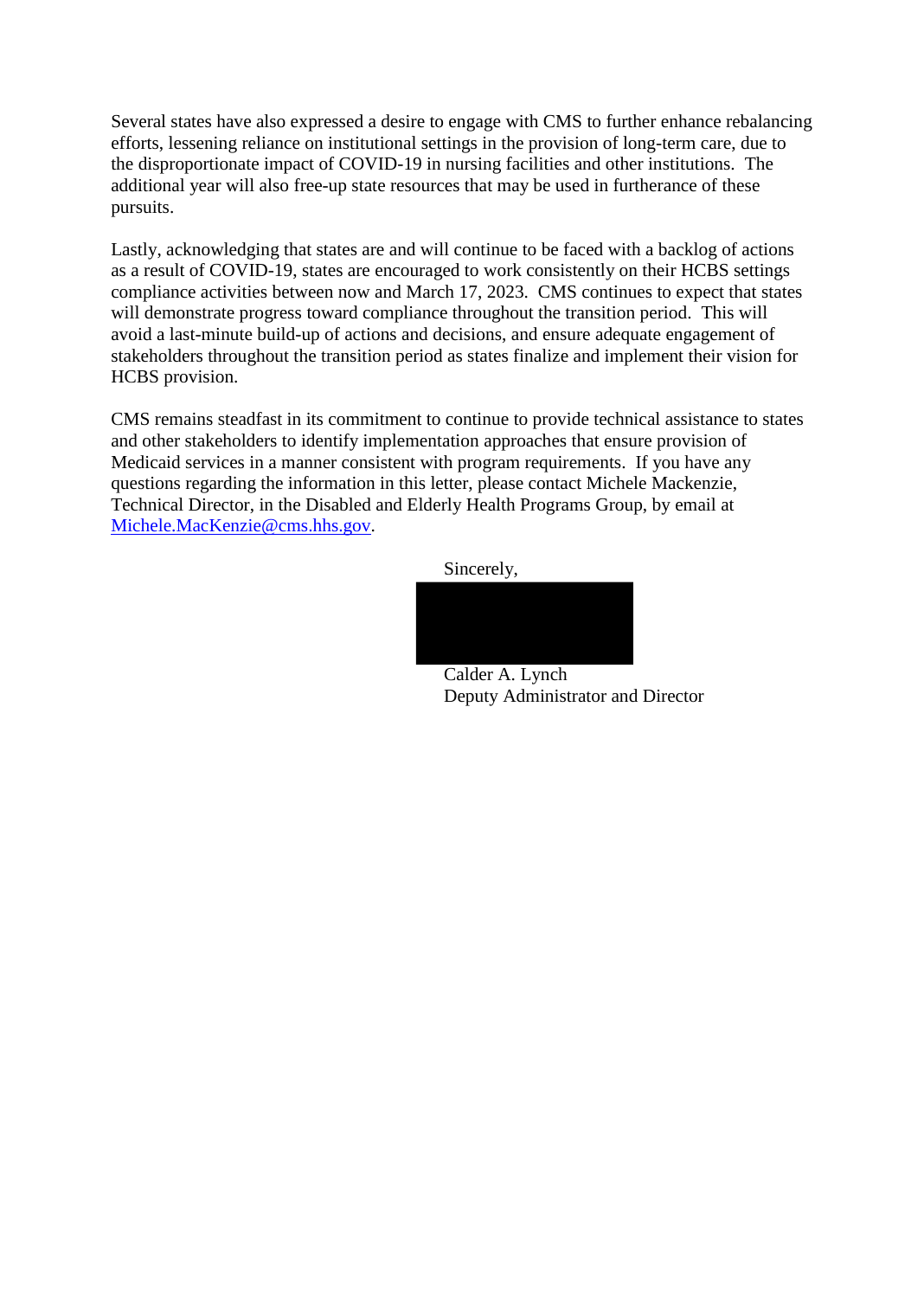Several states have also expressed a desire to engage with CMS to further enhance rebalancing efforts, lessening reliance on institutional settings in the provision of long-term care, due to the disproportionate impact of COVID-19 in nursing facilities and other institutions. The additional year will also free-up state resources that may be used in furtherance of these pursuits.

Lastly, acknowledging that states are and will continue to be faced with a backlog of actions as a result of COVID-19, states are encouraged to work consistently on their HCBS settings compliance activities between now and March 17, 2023. CMS continues to expect that states will demonstrate progress toward compliance throughout the transition period. This will avoid a last-minute build-up of actions and decisions, and ensure adequate engagement of stakeholders throughout the transition period as states finalize and implement their vision for HCBS provision.

CMS remains steadfast in its commitment to continue to provide technical assistance to states and other stakeholders to identify implementation approaches that ensure provision of Medicaid services in a manner consistent with program requirements. If you have any questions regarding the information in this letter, please contact Michele Mackenzie, Technical Director, in the Disabled and Elderly Health Programs Group, by email at [Michele.MacKenzie@cms.hhs.gov](mailto:Michele.MacKenzie@cms.hhs.gov).

Sincerely,

Calder A. Lynch
Deputy Administrator and Director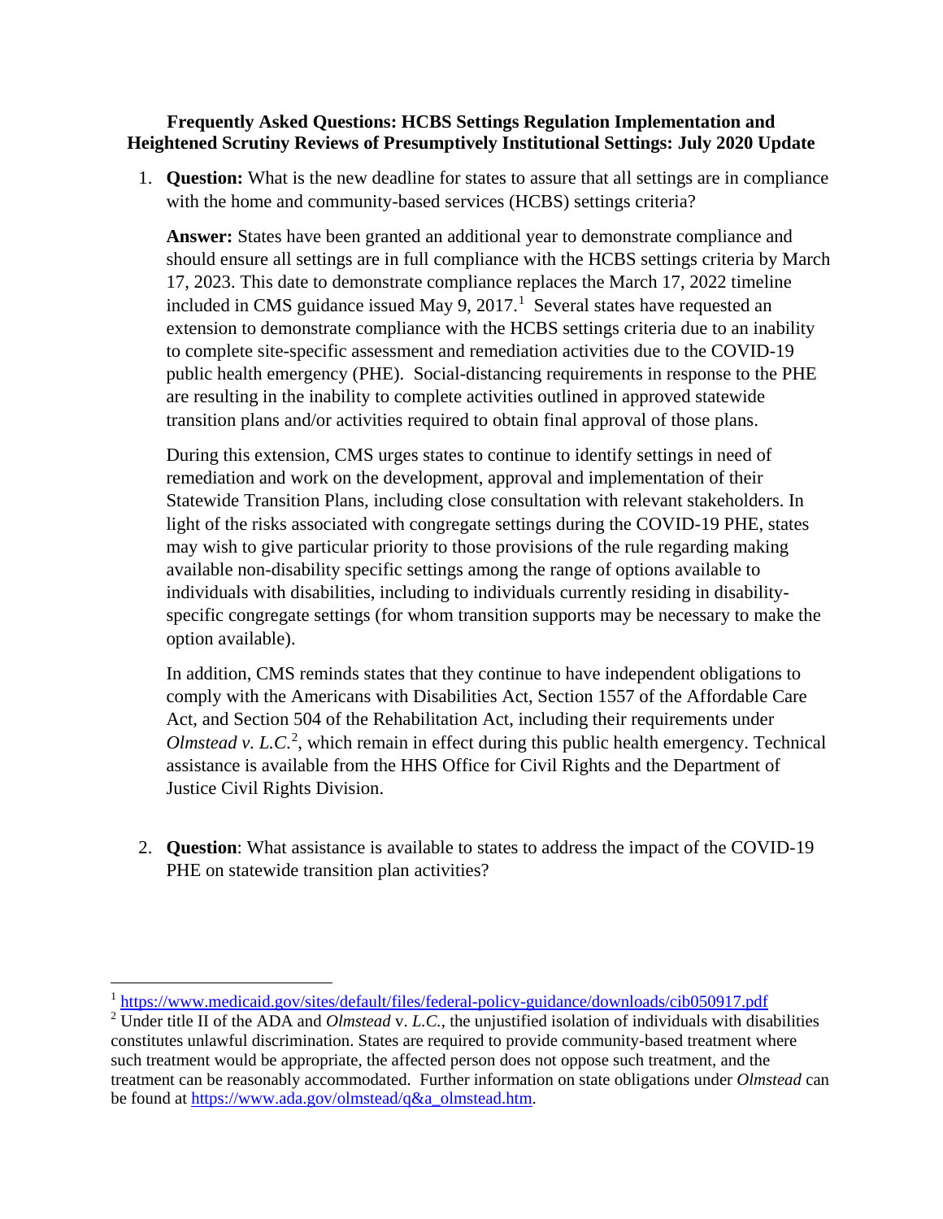**Frequently Asked Questions: HCBS Settings Regulation Implementation and Heightened Scrutiny Reviews of Presumptively Institutional Settings: July 2020 Update**

1. **Question:** What is the new deadline for states to assure that all settings are in compliance with the home and community-based services (HCBS) settings criteria?

   **Answer:** States have been granted an additional year to demonstrate compliance and should ensure all settings are in full compliance with the HCBS settings criteria by March 17, 2023. This date to demonstrate compliance replaces the March 17, 2022 timeline included in CMS guidance issued May 9, 2017.[1] Several states have requested an extension to demonstrate compliance with the HCBS settings criteria due to an inability to complete site-specific assessment and remediation activities due to the COVID-19 public health emergency (PHE). Social-distancing requirements in response to the PHE are resulting in the inability to complete activities outlined in approved statewide transition plans and/or activities required to obtain final approval of those plans.

   During this extension, CMS urges states to continue to identify settings in need of remediation and work on the development, approval and implementation of their Statewide Transition Plans, including close consultation with relevant stakeholders. In light of the risks associated with congregate settings during the COVID-19 PHE, states may wish to give particular priority to those provisions of the rule regarding making available non-disability specific settings among the range of options available to individuals with disabilities, including to individuals currently residing in disability-specific congregate settings (for whom transition supports may be necessary to make the option available).

   In addition, CMS reminds states that they continue to have independent obligations to comply with the Americans with Disabilities Act, Section 1557 of the Affordable Care Act, and Section 504 of the Rehabilitation Act, including their requirements under *Olmstead v. L.C.*[2], which remain in effect during this public health emergency. Technical assistance is available from the HHS Office for Civil Rights and the Department of Justice Civil Rights Division.

2. **Question**: What assistance is available to states to address the impact of the COVID-19 PHE on statewide transition plan activities?

---

[1] https://www.medicaid.gov/sites/default/files/federal-policy-guidance/downloads/cib050917.pdf

[2] Under title II of the ADA and *Olmstead* v. *L.C.*, the unjustified isolation of individuals with disabilities constitutes unlawful discrimination. States are required to provide community-based treatment where such treatment would be appropriate, the affected person does not oppose such treatment, and the treatment can be reasonably accommodated. Further information on state obligations under *Olmstead* can be found at https://www.ada.gov/olmstead/q&a_olmstead.htm.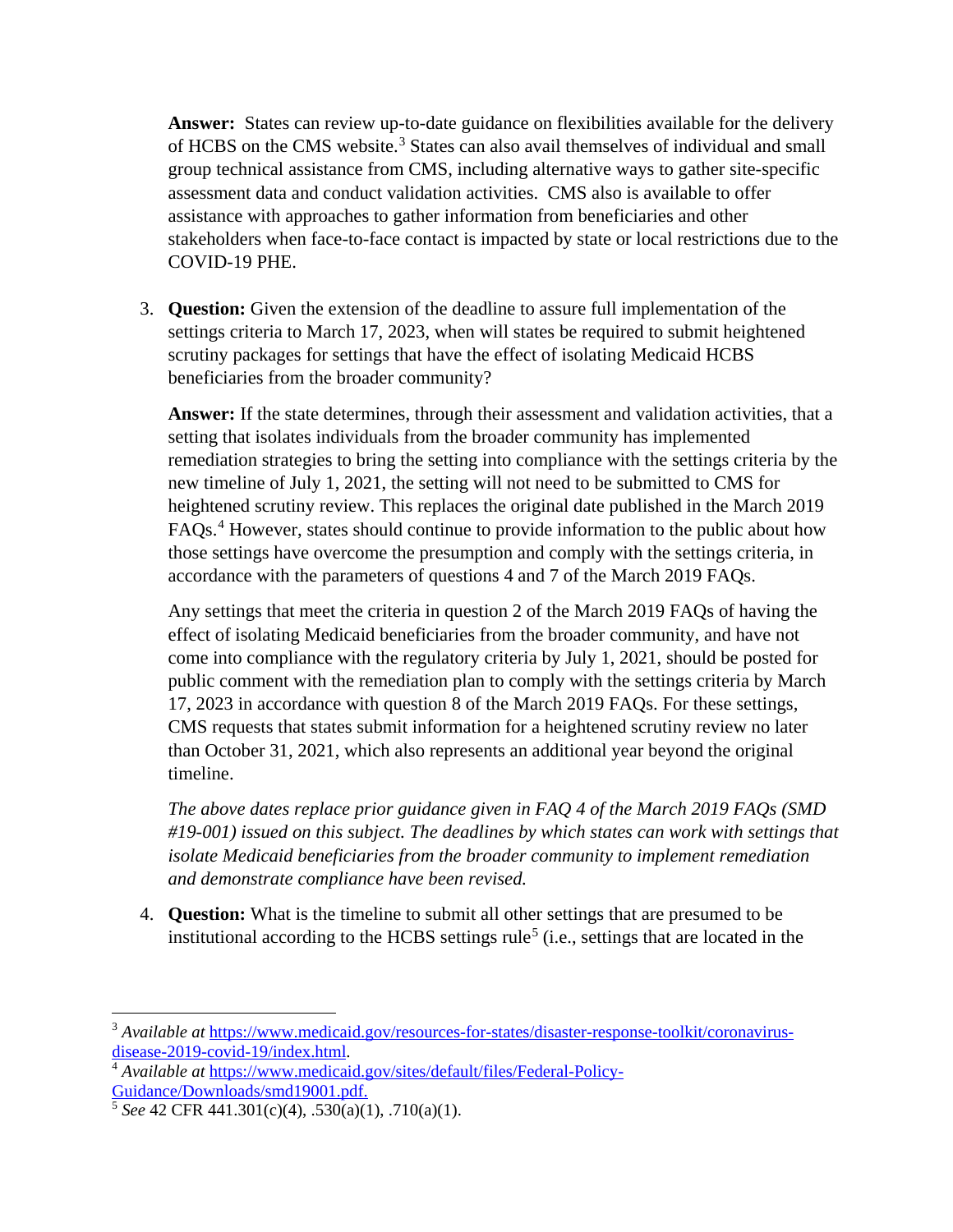**Answer:** States can review up-to-date guidance on flexibilities available for the delivery of HCBS on the CMS website.[3] States can also avail themselves of individual and small group technical assistance from CMS, including alternative ways to gather site-specific assessment data and conduct validation activities. CMS also is available to offer assistance with approaches to gather information from beneficiaries and other stakeholders when face-to-face contact is impacted by state or local restrictions due to the COVID-19 PHE.

3. **Question:** Given the extension of the deadline to assure full implementation of the settings criteria to March 17, 2023, when will states be required to submit heightened scrutiny packages for settings that have the effect of isolating Medicaid HCBS beneficiaries from the broader community?

   **Answer:** If the state determines, through their assessment and validation activities, that a setting that isolates individuals from the broader community has implemented remediation strategies to bring the setting into compliance with the settings criteria by the new timeline of July 1, 2021, the setting will not need to be submitted to CMS for heightened scrutiny review. This replaces the original date published in the March 2019 FAQs.[4] However, states should continue to provide information to the public about how those settings have overcome the presumption and comply with the settings criteria, in accordance with the parameters of questions 4 and 7 of the March 2019 FAQs.

   Any settings that meet the criteria in question 2 of the March 2019 FAQs of having the effect of isolating Medicaid beneficiaries from the broader community, and have not come into compliance with the regulatory criteria by July 1, 2021, should be posted for public comment with the remediation plan to comply with the settings criteria by March 17, 2023 in accordance with question 8 of the March 2019 FAQs. For these settings, CMS requests that states submit information for a heightened scrutiny review no later than October 31, 2021, which also represents an additional year beyond the original timeline.

   *The above dates replace prior guidance given in FAQ 4 of the March 2019 FAQs (SMD #19-001) issued on this subject. The deadlines by which states can work with settings that isolate Medicaid beneficiaries from the broader community to implement remediation and demonstrate compliance have been revised.*

4. **Question:** What is the timeline to submit all other settings that are presumed to be institutional according to the HCBS settings rule[5] (i.e., settings that are located in the

---

[3] *Available at* https://www.medicaid.gov/resources-for-states/disaster-response-toolkit/coronavirus-disease-2019-covid-19/index.html.

[4] *Available at* https://www.medicaid.gov/sites/default/files/Federal-Policy-Guidance/Downloads/smd19001.pdf.

[5] *See* 42 CFR 441.301(c)(4), .530(a)(1), .710(a)(1).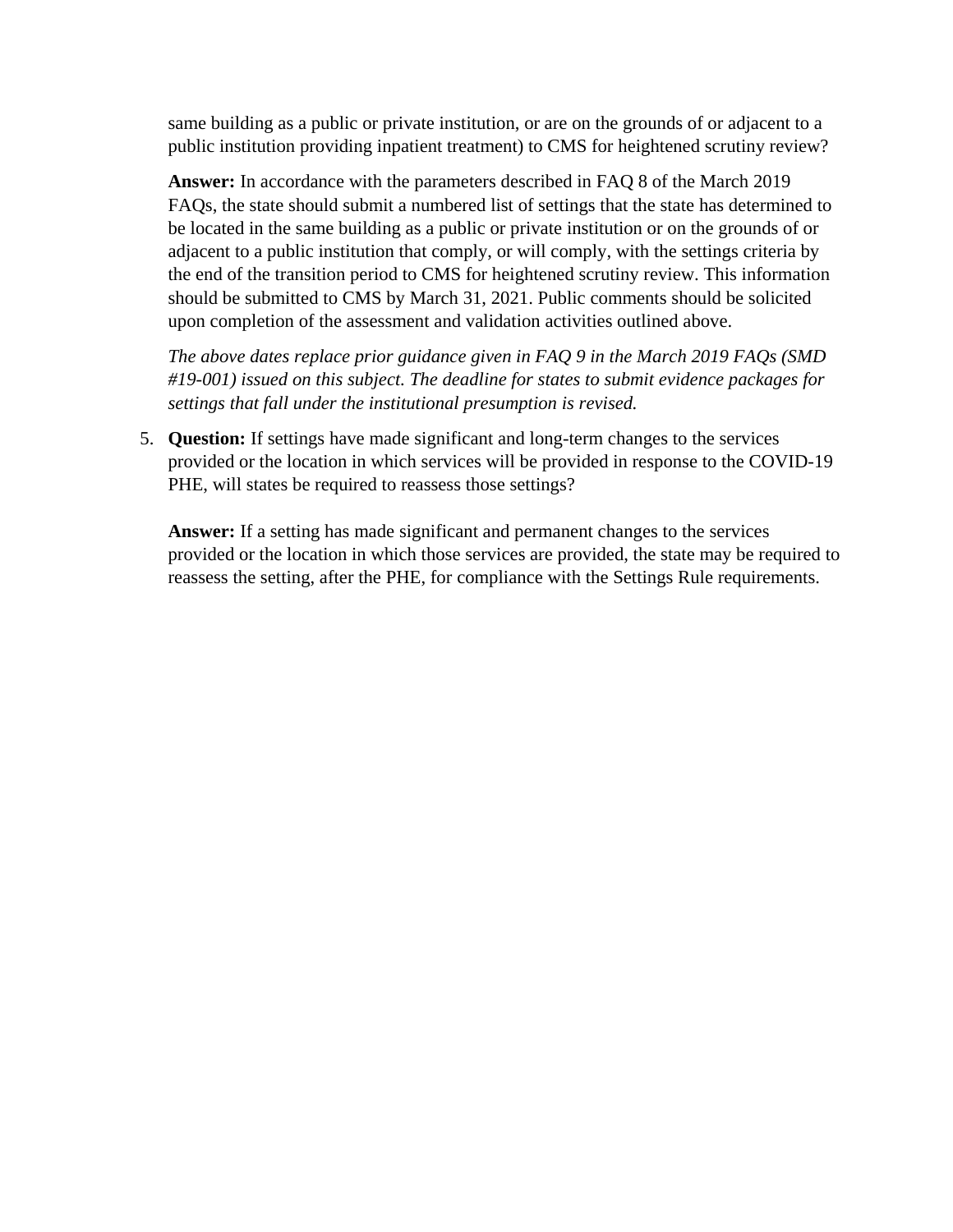same building as a public or private institution, or are on the grounds of or adjacent to a public institution providing inpatient treatment) to CMS for heightened scrutiny review?

**Answer:** In accordance with the parameters described in FAQ 8 of the March 2019 FAQs, the state should submit a numbered list of settings that the state has determined to be located in the same building as a public or private institution or on the grounds of or adjacent to a public institution that comply, or will comply, with the settings criteria by the end of the transition period to CMS for heightened scrutiny review. This information should be submitted to CMS by March 31, 2021. Public comments should be solicited upon completion of the assessment and validation activities outlined above.

*The above dates replace prior guidance given in FAQ 9 in the March 2019 FAQs (SMD #19-001) issued on this subject. The deadline for states to submit evidence packages for settings that fall under the institutional presumption is revised.*

5. **Question:** If settings have made significant and long-term changes to the services provided or the location in which services will be provided in response to the COVID-19 PHE, will states be required to reassess those settings?

   **Answer:** If a setting has made significant and permanent changes to the services provided or the location in which those services are provided, the state may be required to reassess the setting, after the PHE, for compliance with the Settings Rule requirements.